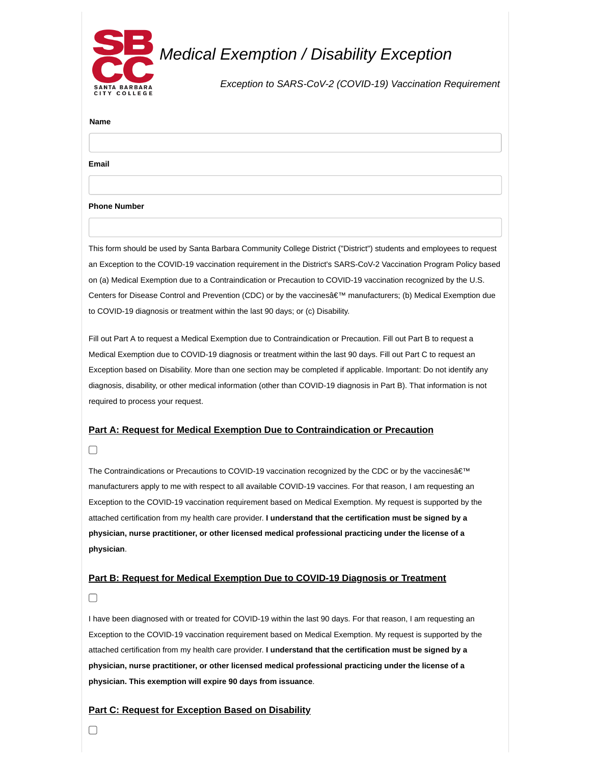# Medical Exemption / Disability Exception

*Exception to SARS-CoV-2 (COVID-19) Vaccination Requirement*

**Name**

**Email**

**Phone Number**

This form should be used by Santa Barbara Community College District ("District") students and employees to request an Exception to the COVID-19 vaccination requirement in the District's SARS-CoV-2 Vaccination Program Policy based on (a) Medical Exemption due to a Contraindication or Precaution to COVID-19 vaccination recognized by the U.S. Centers for Disease Control and Prevention (CDC) or by the vaccinesâ€™ manufacturers; (b) Medical Exemption due to COVID-19 diagnosis or treatment within the last 90 days; or (c) Disability.

Fill out Part A to request a Medical Exemption due to Contraindication or Precaution. Fill out Part B to request a Medical Exemption due to COVID-19 diagnosis or treatment within the last 90 days. Fill out Part C to request an Exception based on Disability. More than one section may be completed if applicable. Important: Do not identify any diagnosis, disability, or other medical information (other than COVID-19 diagnosis in Part B). That information is not required to process your request.

## Part A: Request for Medical Exemption Due to Contraindication or Precaution

☐

The Contraindications or Precautions to COVID-19 vaccination recognized by the CDC or by the vaccinesâ€™ manufacturers apply to me with respect to all available COVID-19 vaccines. For that reason, I am requesting an Exception to the COVID-19 vaccination requirement based on Medical Exemption. My request is supported by the attached certification from my health care provider. **I understand that the certification must be signed by a physician, nurse practitioner, or other licensed medical professional practicing under the license of a physician**.

## Part B: Request for Medical Exemption Due to COVID-19 Diagnosis or Treatment

☐

I have been diagnosed with or treated for COVID-19 within the last 90 days. For that reason, I am requesting an Exception to the COVID-19 vaccination requirement based on Medical Exemption. My request is supported by the attached certification from my health care provider. **I understand that the certification must be signed by a physician, nurse practitioner, or other licensed medical professional practicing under the license of a physician. This exemption will expire 90 days from issuance**.

## Part C: Request for Exception Based on Disability

☐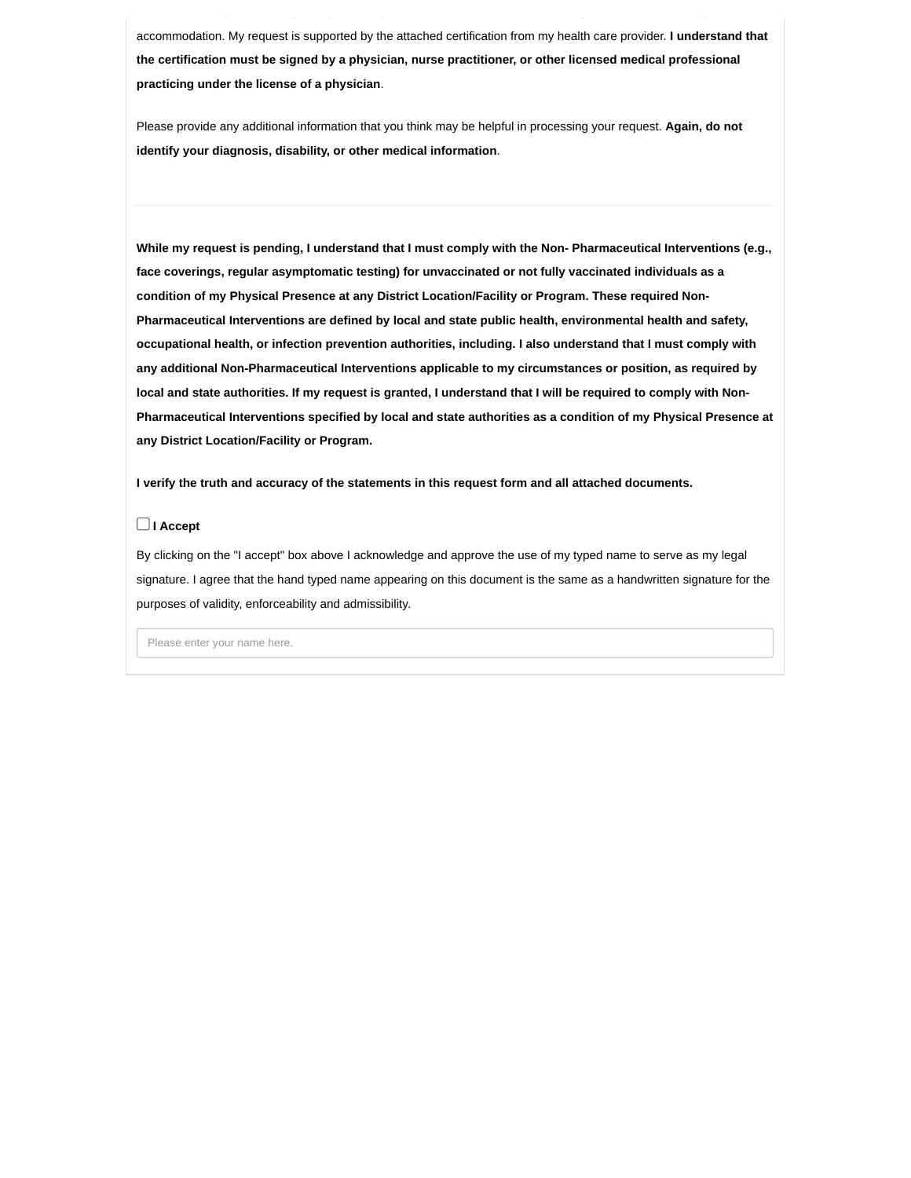accommodation. My request is supported by the attached certification from my health care provider. **I understand that the certification must be signed by a physician, nurse practitioner, or other licensed medical professional practicing under the license of a physician**.

Please provide any additional information that you think may be helpful in processing your request. **Again, do not identify your diagnosis, disability, or other medical information**.

---

**While my request is pending, I understand that I must comply with the Non- Pharmaceutical Interventions (e.g., face coverings, regular asymptomatic testing) for unvaccinated or not fully vaccinated individuals as a condition of my Physical Presence at any District Location/Facility or Program. These required Non-Pharmaceutical Interventions are defined by local and state public health, environmental health and safety, occupational health, or infection prevention authorities, including. I also understand that I must comply with any additional Non-Pharmaceutical Interventions applicable to my circumstances or position, as required by local and state authorities. If my request is granted, I understand that I will be required to comply with Non-Pharmaceutical Interventions specified by local and state authorities as a condition of my Physical Presence at any District Location/Facility or Program.**

**I verify the truth and accuracy of the statements in this request form and all attached documents.**

☐ **I Accept**

By clicking on the "I accept" box above I acknowledge and approve the use of my typed name to serve as my legal signature. I agree that the hand typed name appearing on this document is the same as a handwritten signature for the purposes of validity, enforceability and admissibility.

Please enter your name here.